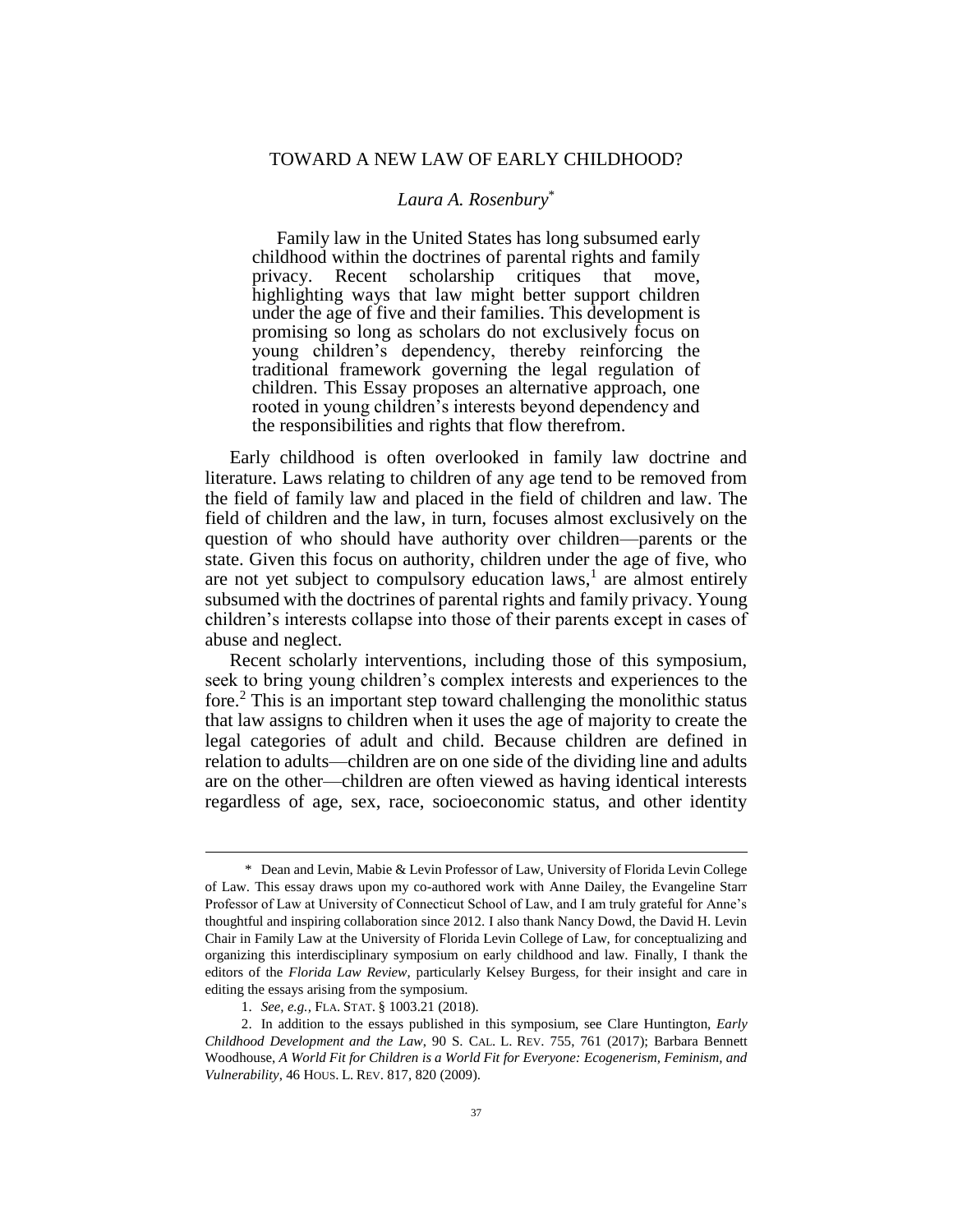# TOWARD A NEW LAW OF EARLY CHILDHOOD?

*Laura A. Rosenbury*[*]

> Family law in the United States has long subsumed early childhood within the doctrines of parental rights and family privacy. Recent scholarship critiques that move, highlighting ways that law might better support children under the age of five and their families. This development is promising so long as scholars do not exclusively focus on young children's dependency, thereby reinforcing the traditional framework governing the legal regulation of children. This Essay proposes an alternative approach, one rooted in young children's interests beyond dependency and the responsibilities and rights that flow therefrom.

Early childhood is often overlooked in family law doctrine and literature. Laws relating to children of any age tend to be removed from the field of family law and placed in the field of children and law. The field of children and the law, in turn, focuses almost exclusively on the question of who should have authority over children—parents or the state. Given this focus on authority, children under the age of five, who are not yet subject to compulsory education laws,[1] are almost entirely subsumed with the doctrines of parental rights and family privacy. Young children's interests collapse into those of their parents except in cases of abuse and neglect.

Recent scholarly interventions, including those of this symposium, seek to bring young children's complex interests and experiences to the fore.[2] This is an important step toward challenging the monolithic status that law assigns to children when it uses the age of majority to create the legal categories of adult and child. Because children are defined in relation to adults—children are on one side of the dividing line and adults are on the other—children are often viewed as having identical interests regardless of age, sex, race, socioeconomic status, and other identity

---

\* Dean and Levin, Mabie & Levin Professor of Law, University of Florida Levin College of Law. This essay draws upon my co-authored work with Anne Dailey, the Evangeline Starr Professor of Law at University of Connecticut School of Law, and I am truly grateful for Anne's thoughtful and inspiring collaboration since 2012. I also thank Nancy Dowd, the David H. Levin Chair in Family Law at the University of Florida Levin College of Law, for conceptualizing and organizing this interdisciplinary symposium on early childhood and law. Finally, I thank the editors of the *Florida Law Review*, particularly Kelsey Burgess, for their insight and care in editing the essays arising from the symposium.

1. *See, e.g.*, FLA. STAT. § 1003.21 (2018).

2. In addition to the essays published in this symposium, see Clare Huntington, *Early Childhood Development and the Law*, 90 S. CAL. L. REV. 755, 761 (2017); Barbara Bennett Woodhouse, *A World Fit for Children is a World Fit for Everyone: Ecogenerism, Feminism, and Vulnerability*, 46 HOUS. L. REV. 817, 820 (2009).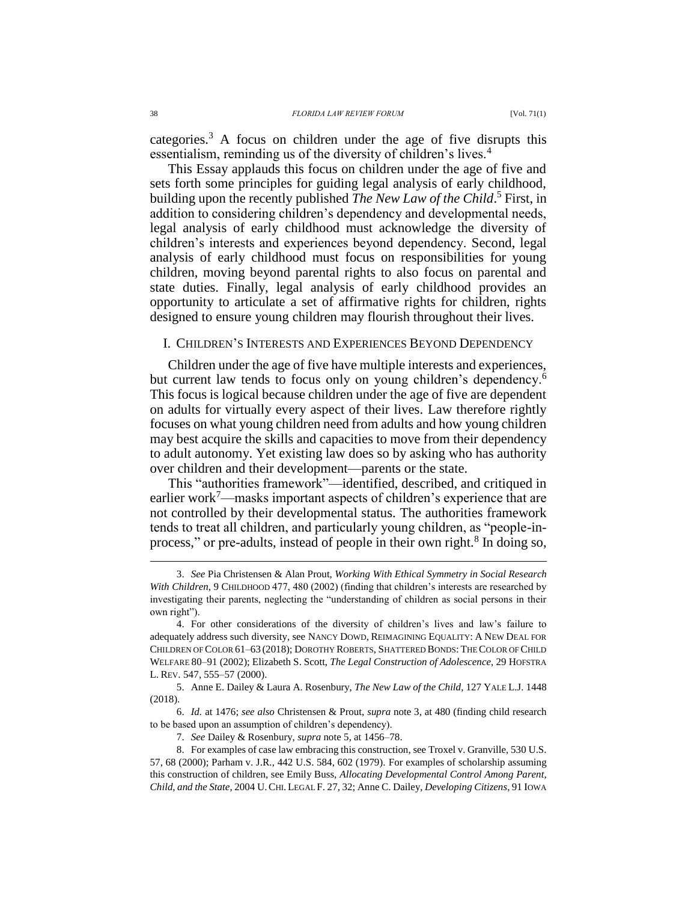categories.[3] A focus on children under the age of five disrupts this essentialism, reminding us of the diversity of children's lives.[4]

This Essay applauds this focus on children under the age of five and sets forth some principles for guiding legal analysis of early childhood, building upon the recently published *The New Law of the Child*.[5] First, in addition to considering children's dependency and developmental needs, legal analysis of early childhood must acknowledge the diversity of children's interests and experiences beyond dependency. Second, legal analysis of early childhood must focus on responsibilities for young children, moving beyond parental rights to also focus on parental and state duties. Finally, legal analysis of early childhood provides an opportunity to articulate a set of affirmative rights for children, rights designed to ensure young children may flourish throughout their lives.

## I. CHILDREN'S INTERESTS AND EXPERIENCES BEYOND DEPENDENCY

Children under the age of five have multiple interests and experiences, but current law tends to focus only on young children's dependency.[6] This focus is logical because children under the age of five are dependent on adults for virtually every aspect of their lives. Law therefore rightly focuses on what young children need from adults and how young children may best acquire the skills and capacities to move from their dependency to adult autonomy. Yet existing law does so by asking who has authority over children and their development—parents or the state.

This "authorities framework"—identified, described, and critiqued in earlier work[7]—masks important aspects of children's experience that are not controlled by their developmental status. The authorities framework tends to treat all children, and particularly young children, as "people-in-process," or pre-adults, instead of people in their own right.[8] In doing so,

---

3. *See* Pia Christensen & Alan Prout, *Working With Ethical Symmetry in Social Research With Children*, 9 CHILDHOOD 477, 480 (2002) (finding that children's interests are researched by investigating their parents, neglecting the "understanding of children as social persons in their own right").

4. For other considerations of the diversity of children's lives and law's failure to adequately address such diversity, see NANCY DOWD, REIMAGINING EQUALITY: A NEW DEAL FOR CHILDREN OF COLOR 61–63 (2018); DOROTHY ROBERTS, SHATTERED BONDS: THE COLOR OF CHILD WELFARE 80–91 (2002); Elizabeth S. Scott, *The Legal Construction of Adolescence*, 29 HOFSTRA L. REV. 547, 555–57 (2000).

5. Anne E. Dailey & Laura A. Rosenbury, *The New Law of the Child*, 127 YALE L.J. 1448 (2018).

6. *Id.* at 1476; *see also* Christensen & Prout, *supra* note 3, at 480 (finding child research to be based upon an assumption of children's dependency).

7. *See* Dailey & Rosenbury, *supra* note 5, at 1456–78.

8. For examples of case law embracing this construction, see Troxel v. Granville, 530 U.S. 57, 68 (2000); Parham v. J.R., 442 U.S. 584, 602 (1979). For examples of scholarship assuming this construction of children, see Emily Buss, *Allocating Developmental Control Among Parent, Child, and the State*, 2004 U. CHI. LEGAL F. 27, 32; Anne C. Dailey, *Developing Citizens*, 91 IOWA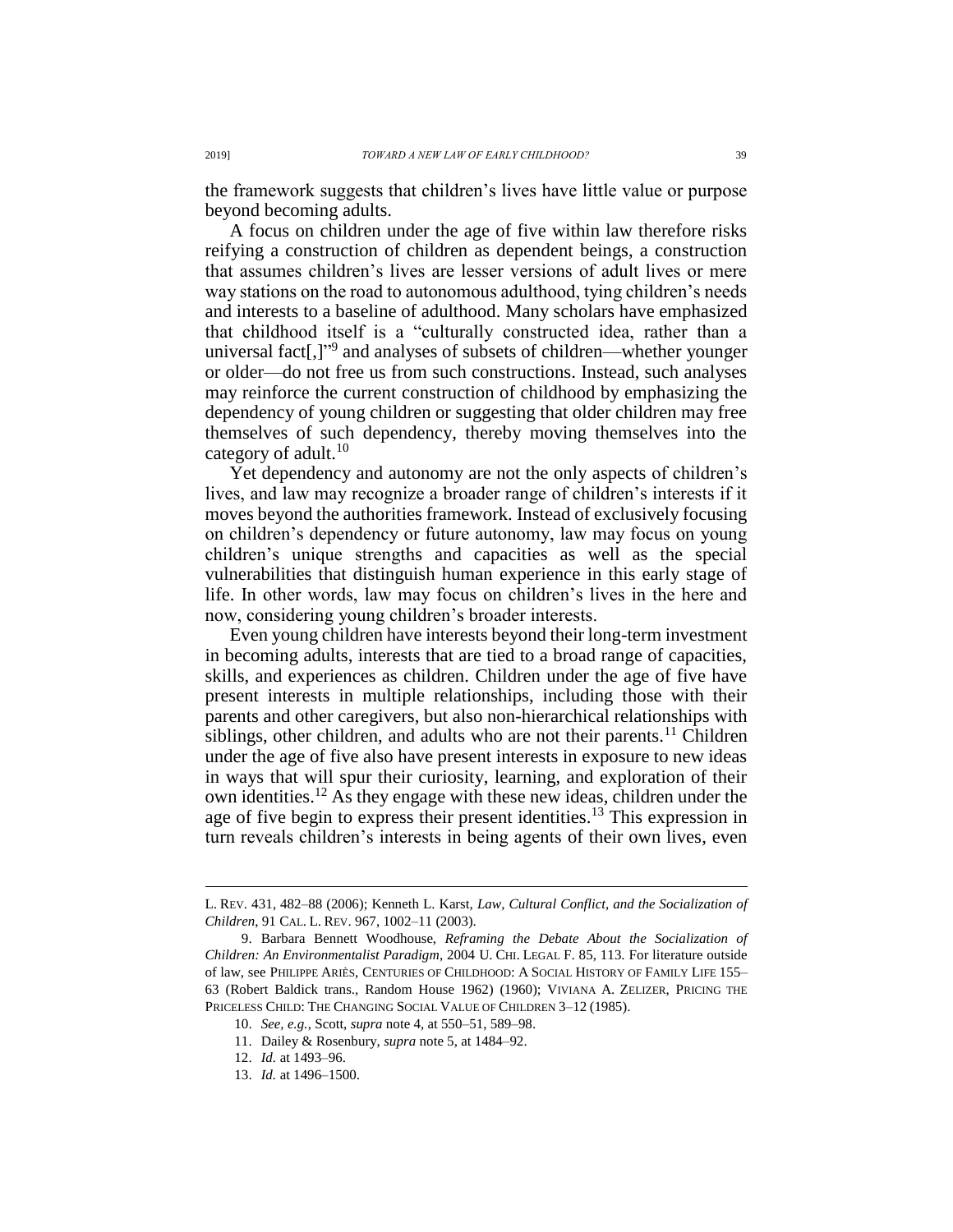the framework suggests that children's lives have little value or purpose beyond becoming adults.

A focus on children under the age of five within law therefore risks reifying a construction of children as dependent beings, a construction that assumes children's lives are lesser versions of adult lives or mere way stations on the road to autonomous adulthood, tying children's needs and interests to a baseline of adulthood. Many scholars have emphasized that childhood itself is a "culturally constructed idea, rather than a universal fact[,]"[9] and analyses of subsets of children—whether younger or older—do not free us from such constructions. Instead, such analyses may reinforce the current construction of childhood by emphasizing the dependency of young children or suggesting that older children may free themselves of such dependency, thereby moving themselves into the category of adult.[10]

Yet dependency and autonomy are not the only aspects of children's lives, and law may recognize a broader range of children's interests if it moves beyond the authorities framework. Instead of exclusively focusing on children's dependency or future autonomy, law may focus on young children's unique strengths and capacities as well as the special vulnerabilities that distinguish human experience in this early stage of life. In other words, law may focus on children's lives in the here and now, considering young children's broader interests.

Even young children have interests beyond their long-term investment in becoming adults, interests that are tied to a broad range of capacities, skills, and experiences as children. Children under the age of five have present interests in multiple relationships, including those with their parents and other caregivers, but also non-hierarchical relationships with siblings, other children, and adults who are not their parents.[11] Children under the age of five also have present interests in exposure to new ideas in ways that will spur their curiosity, learning, and exploration of their own identities.[12] As they engage with these new ideas, children under the age of five begin to express their present identities.[13] This expression in turn reveals children's interests in being agents of their own lives, even

---

L. REV. 431, 482–88 (2006); Kenneth L. Karst, *Law, Cultural Conflict, and the Socialization of Children*, 91 CAL. L. REV. 967, 1002–11 (2003).

9. Barbara Bennett Woodhouse, *Reframing the Debate About the Socialization of Children: An Environmentalist Paradigm*, 2004 U. CHI. LEGAL F. 85, 113. For literature outside of law, see PHILIPPE ARIÈS, CENTURIES OF CHILDHOOD: A SOCIAL HISTORY OF FAMILY LIFE 155–63 (Robert Baldick trans., Random House 1962) (1960); VIVIANA A. ZELIZER, PRICING THE PRICELESS CHILD: THE CHANGING SOCIAL VALUE OF CHILDREN 3–12 (1985).

10. *See, e.g.*, Scott, *supra* note 4, at 550–51, 589–98.

11. Dailey & Rosenbury, *supra* note 5, at 1484–92.

12. *Id.* at 1493–96.

13. *Id.* at 1496–1500.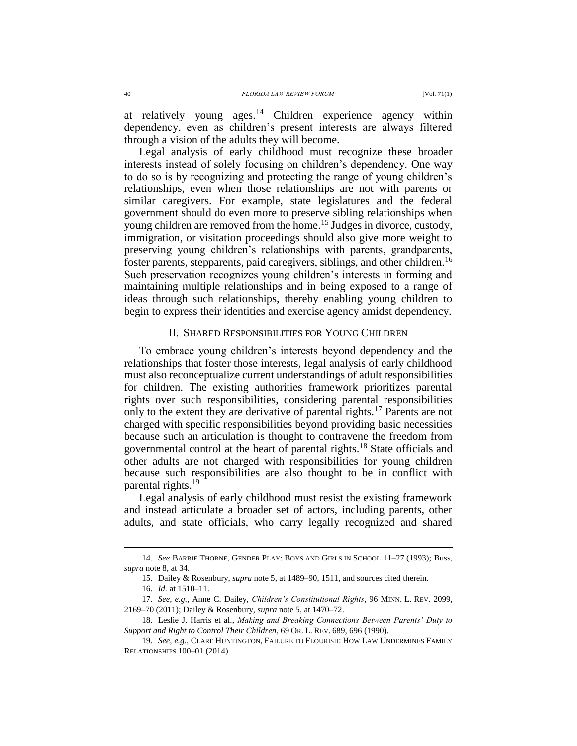at relatively young ages.[14] Children experience agency within dependency, even as children's present interests are always filtered through a vision of the adults they will become.

Legal analysis of early childhood must recognize these broader interests instead of solely focusing on children's dependency. One way to do so is by recognizing and protecting the range of young children's relationships, even when those relationships are not with parents or similar caregivers. For example, state legislatures and the federal government should do even more to preserve sibling relationships when young children are removed from the home.[15] Judges in divorce, custody, immigration, or visitation proceedings should also give more weight to preserving young children's relationships with parents, grandparents, foster parents, stepparents, paid caregivers, siblings, and other children.[16] Such preservation recognizes young children's interests in forming and maintaining multiple relationships and in being exposed to a range of ideas through such relationships, thereby enabling young children to begin to express their identities and exercise agency amidst dependency.

## II. Shared Responsibilities for Young Children

To embrace young children's interests beyond dependency and the relationships that foster those interests, legal analysis of early childhood must also reconceptualize current understandings of adult responsibilities for children. The existing authorities framework prioritizes parental rights over such responsibilities, considering parental responsibilities only to the extent they are derivative of parental rights.[17] Parents are not charged with specific responsibilities beyond providing basic necessities because such an articulation is thought to contravene the freedom from governmental control at the heart of parental rights.[18] State officials and other adults are not charged with responsibilities for young children because such responsibilities are also thought to be in conflict with parental rights.[19]

Legal analysis of early childhood must resist the existing framework and instead articulate a broader set of actors, including parents, other adults, and state officials, who carry legally recognized and shared

---

14. *See* Barrie Thorne, Gender Play: Boys and Girls in School 11–27 (1993); Buss, *supra* note 8, at 34.

15. Dailey & Rosenbury, *supra* note 5, at 1489–90, 1511, and sources cited therein.

16. *Id.* at 1510–11.

17. *See, e.g.*, Anne C. Dailey, *Children's Constitutional Rights*, 96 Minn. L. Rev. 2099, 2169–70 (2011); Dailey & Rosenbury, *supra* note 5, at 1470–72.

18. Leslie J. Harris et al., *Making and Breaking Connections Between Parents' Duty to Support and Right to Control Their Children*, 69 Or. L. Rev. 689, 696 (1990).

19. *See, e.g.*, Clare Huntington, Failure to Flourish: How Law Undermines Family Relationships 100–01 (2014).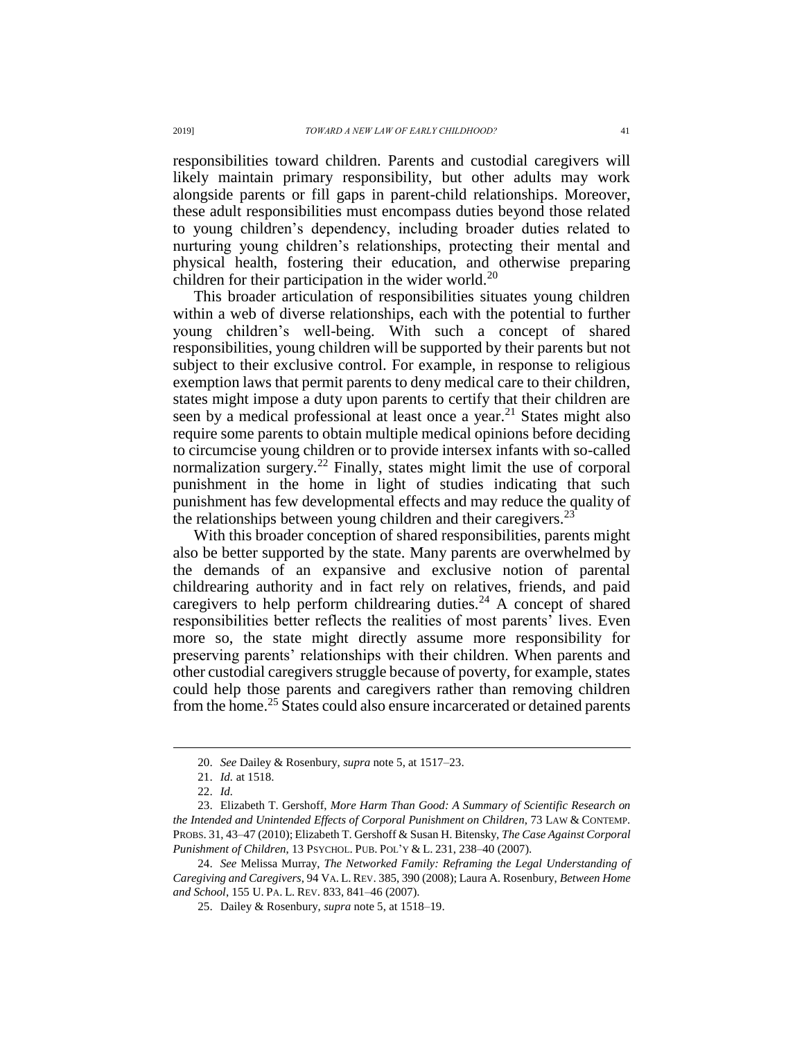responsibilities toward children. Parents and custodial caregivers will likely maintain primary responsibility, but other adults may work alongside parents or fill gaps in parent-child relationships. Moreover, these adult responsibilities must encompass duties beyond those related to young children's dependency, including broader duties related to nurturing young children's relationships, protecting their mental and physical health, fostering their education, and otherwise preparing children for their participation in the wider world.[20]

This broader articulation of responsibilities situates young children within a web of diverse relationships, each with the potential to further young children's well-being. With such a concept of shared responsibilities, young children will be supported by their parents but not subject to their exclusive control. For example, in response to religious exemption laws that permit parents to deny medical care to their children, states might impose a duty upon parents to certify that their children are seen by a medical professional at least once a year.[21] States might also require some parents to obtain multiple medical opinions before deciding to circumcise young children or to provide intersex infants with so-called normalization surgery.[22] Finally, states might limit the use of corporal punishment in the home in light of studies indicating that such punishment has few developmental effects and may reduce the quality of the relationships between young children and their caregivers.[23]

With this broader conception of shared responsibilities, parents might also be better supported by the state. Many parents are overwhelmed by the demands of an expansive and exclusive notion of parental childrearing authority and in fact rely on relatives, friends, and paid caregivers to help perform childrearing duties.[24] A concept of shared responsibilities better reflects the realities of most parents' lives. Even more so, the state might directly assume more responsibility for preserving parents' relationships with their children. When parents and other custodial caregivers struggle because of poverty, for example, states could help those parents and caregivers rather than removing children from the home.[25] States could also ensure incarcerated or detained parents

---

20. *See* Dailey & Rosenbury, *supra* note 5, at 1517–23.

21. *Id.* at 1518.

22. *Id.*

23. Elizabeth T. Gershoff, *More Harm Than Good: A Summary of Scientific Research on the Intended and Unintended Effects of Corporal Punishment on Children*, 73 LAW & CONTEMP. PROBS. 31, 43–47 (2010); Elizabeth T. Gershoff & Susan H. Bitensky, *The Case Against Corporal Punishment of Children*, 13 PSYCHOL. PUB. POL'Y & L. 231, 238–40 (2007).

24. *See* Melissa Murray, *The Networked Family: Reframing the Legal Understanding of Caregiving and Caregivers*, 94 VA. L. REV. 385, 390 (2008); Laura A. Rosenbury, *Between Home and School*, 155 U. PA. L. REV. 833, 841–46 (2007).

25. Dailey & Rosenbury, *supra* note 5, at 1518–19.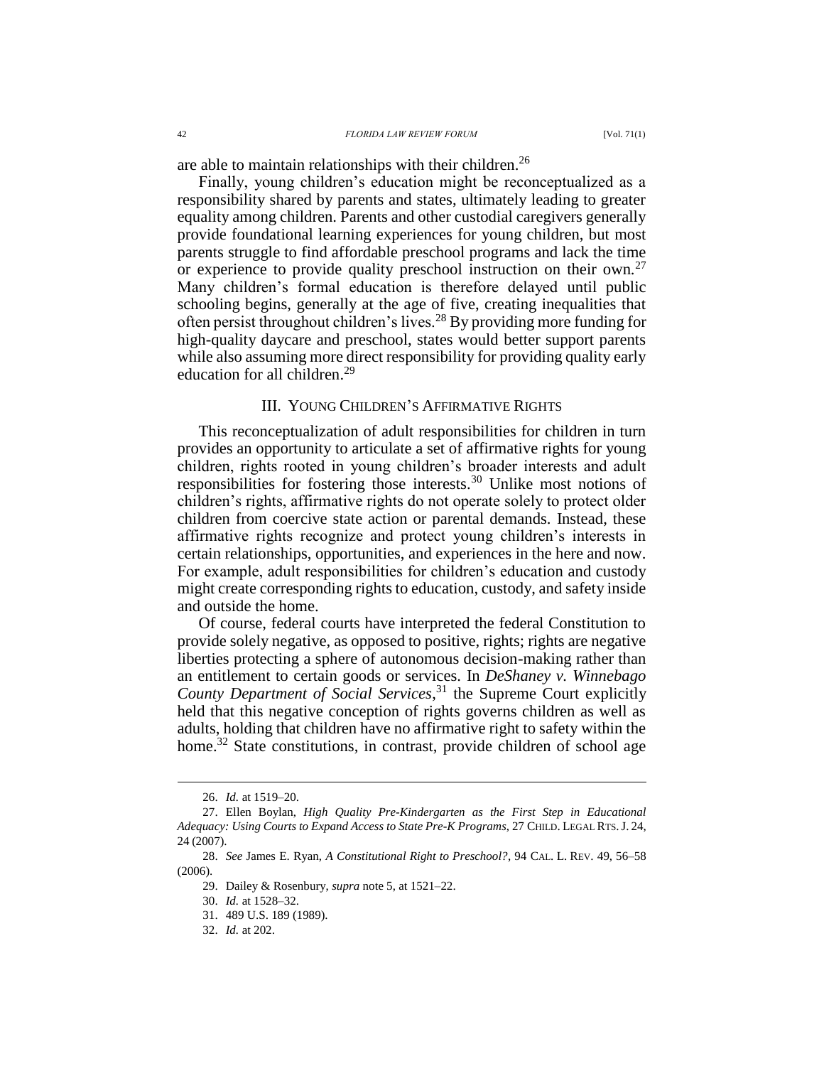are able to maintain relationships with their children.[26]

Finally, young children's education might be reconceptualized as a responsibility shared by parents and states, ultimately leading to greater equality among children. Parents and other custodial caregivers generally provide foundational learning experiences for young children, but most parents struggle to find affordable preschool programs and lack the time or experience to provide quality preschool instruction on their own.[27] Many children's formal education is therefore delayed until public schooling begins, generally at the age of five, creating inequalities that often persist throughout children's lives.[28] By providing more funding for high-quality daycare and preschool, states would better support parents while also assuming more direct responsibility for providing quality early education for all children.[29]

## III. Young Children's Affirmative Rights

This reconceptualization of adult responsibilities for children in turn provides an opportunity to articulate a set of affirmative rights for young children, rights rooted in young children's broader interests and adult responsibilities for fostering those interests.[30] Unlike most notions of children's rights, affirmative rights do not operate solely to protect older children from coercive state action or parental demands. Instead, these affirmative rights recognize and protect young children's interests in certain relationships, opportunities, and experiences in the here and now. For example, adult responsibilities for children's education and custody might create corresponding rights to education, custody, and safety inside and outside the home.

Of course, federal courts have interpreted the federal Constitution to provide solely negative, as opposed to positive, rights; rights are negative liberties protecting a sphere of autonomous decision-making rather than an entitlement to certain goods or services. In *DeShaney v. Winnebago County Department of Social Services*,[31] the Supreme Court explicitly held that this negative conception of rights governs children as well as adults, holding that children have no affirmative right to safety within the home.[32] State constitutions, in contrast, provide children of school age

---

26. *Id.* at 1519–20.

27. Ellen Boylan, *High Quality Pre-Kindergarten as the First Step in Educational Adequacy: Using Courts to Expand Access to State Pre-K Programs*, 27 CHILD. LEGAL RTS. J. 24, 24 (2007).

28. *See* James E. Ryan, *A Constitutional Right to Preschool?*, 94 CAL. L. REV. 49, 56–58 (2006).

29. Dailey & Rosenbury, *supra* note 5, at 1521–22.

30. *Id.* at 1528–32.

31. 489 U.S. 189 (1989).

32. *Id.* at 202.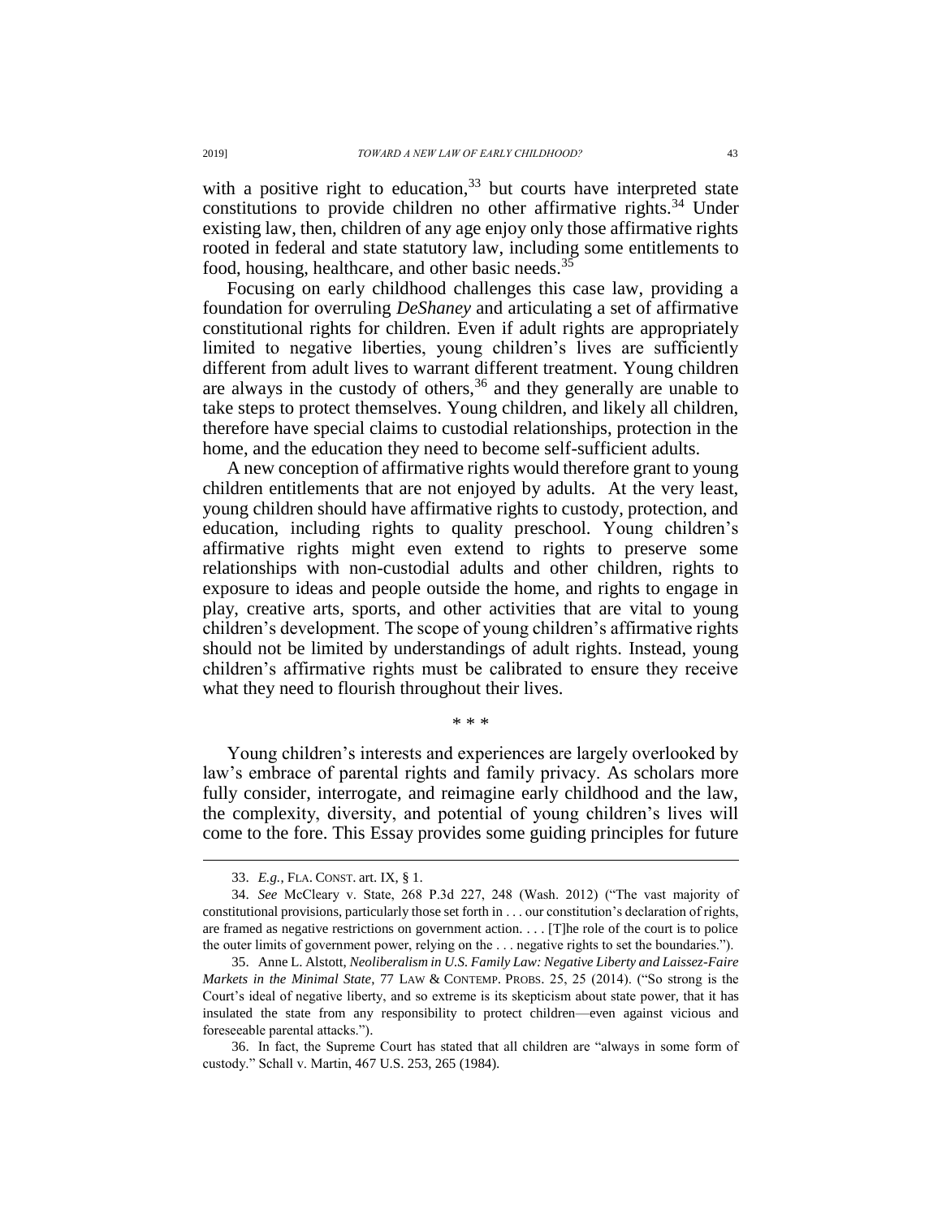with a positive right to education,[33] but courts have interpreted state constitutions to provide children no other affirmative rights.[34] Under existing law, then, children of any age enjoy only those affirmative rights rooted in federal and state statutory law, including some entitlements to food, housing, healthcare, and other basic needs.[35]

Focusing on early childhood challenges this case law, providing a foundation for overruling *DeShaney* and articulating a set of affirmative constitutional rights for children. Even if adult rights are appropriately limited to negative liberties, young children's lives are sufficiently different from adult lives to warrant different treatment. Young children are always in the custody of others,[36] and they generally are unable to take steps to protect themselves. Young children, and likely all children, therefore have special claims to custodial relationships, protection in the home, and the education they need to become self-sufficient adults.

A new conception of affirmative rights would therefore grant to young children entitlements that are not enjoyed by adults. At the very least, young children should have affirmative rights to custody, protection, and education, including rights to quality preschool. Young children's affirmative rights might even extend to rights to preserve some relationships with non-custodial adults and other children, rights to exposure to ideas and people outside the home, and rights to engage in play, creative arts, sports, and other activities that are vital to young children's development. The scope of young children's affirmative rights should not be limited by understandings of adult rights. Instead, young children's affirmative rights must be calibrated to ensure they receive what they need to flourish throughout their lives.

\* \* \*

Young children's interests and experiences are largely overlooked by law's embrace of parental rights and family privacy. As scholars more fully consider, interrogate, and reimagine early childhood and the law, the complexity, diversity, and potential of young children's lives will come to the fore. This Essay provides some guiding principles for future

---

33. *E.g.*, FLA. CONST. art. IX, § 1.

34. *See* McCleary v. State, 268 P.3d 227, 248 (Wash. 2012) ("The vast majority of constitutional provisions, particularly those set forth in . . . our constitution's declaration of rights, are framed as negative restrictions on government action. . . . [T]he role of the court is to police the outer limits of government power, relying on the . . . negative rights to set the boundaries.").

35. Anne L. Alstott, *Neoliberalism in U.S. Family Law: Negative Liberty and Laissez-Faire Markets in the Minimal State*, 77 LAW & CONTEMP. PROBS. 25, 25 (2014). ("So strong is the Court's ideal of negative liberty, and so extreme is its skepticism about state power, that it has insulated the state from any responsibility to protect children—even against vicious and foreseeable parental attacks.").

36. In fact, the Supreme Court has stated that all children are "always in some form of custody." Schall v. Martin, 467 U.S. 253, 265 (1984).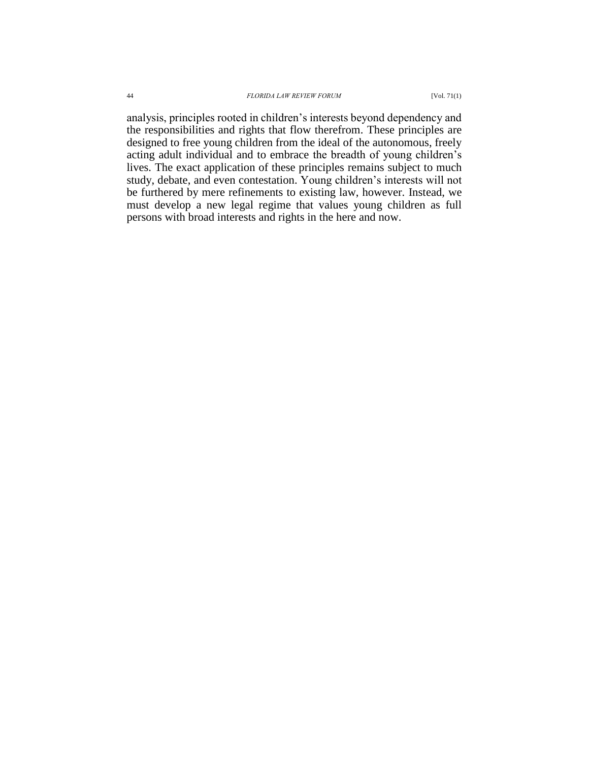analysis, principles rooted in children's interests beyond dependency and the responsibilities and rights that flow therefrom. These principles are designed to free young children from the ideal of the autonomous, freely acting adult individual and to embrace the breadth of young children's lives. The exact application of these principles remains subject to much study, debate, and even contestation. Young children's interests will not be furthered by mere refinements to existing law, however. Instead, we must develop a new legal regime that values young children as full persons with broad interests and rights in the here and now.